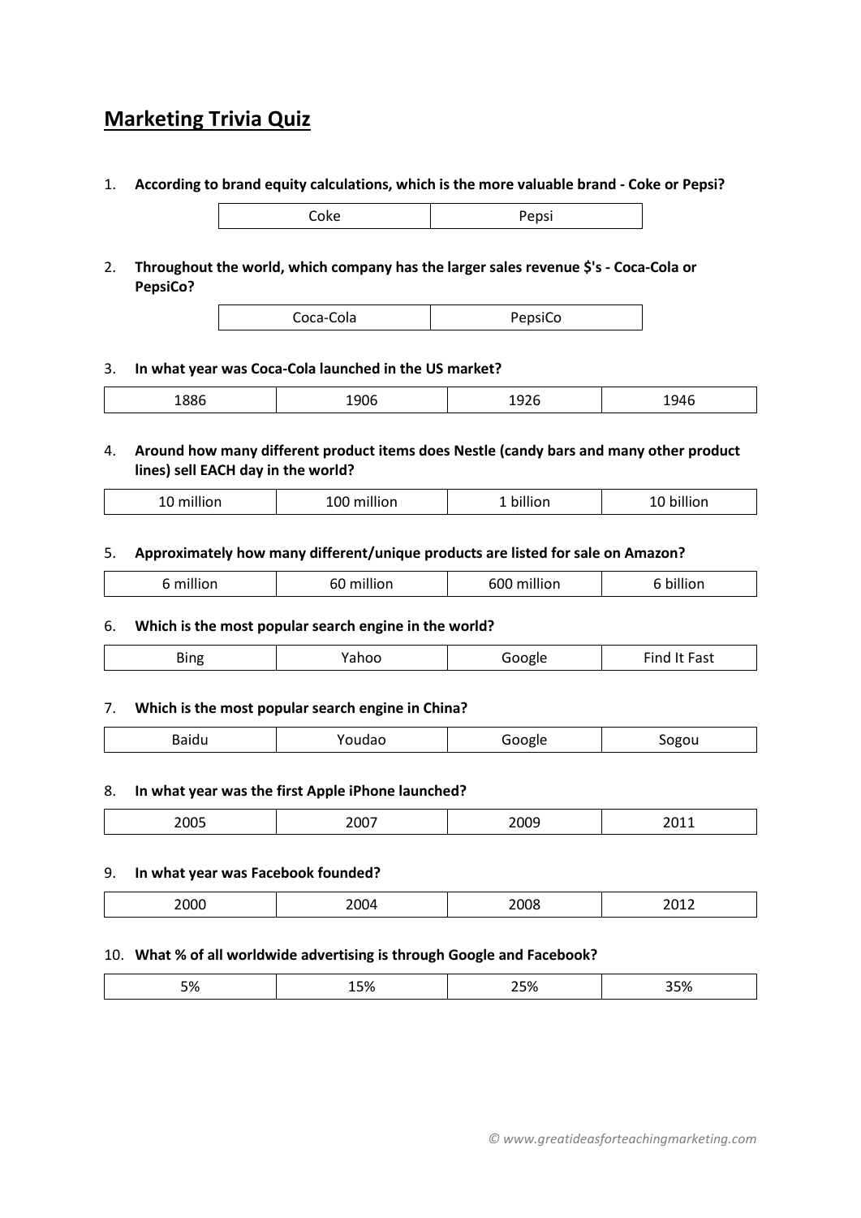# Marketing Trivia Quiz

1. **According to brand equity calculations, which is the more valuable brand - Coke or Pepsi?**

| Coke | Pepsi |
|---|---|

2. **Throughout the world, which company has the larger sales revenue $'s - Coca-Cola or PepsiCo?**

| Coca-Cola | PepsiCo |
|---|---|

3. **In what year was Coca-Cola launched in the US market?**

| 1886 | 1906 | 1926 | 1946 |
|---|---|---|---|

4. **Around how many different product items does Nestle (candy bars and many other product lines) sell EACH day in the world?**

| 10 million | 100 million | 1 billion | 10 billion |
|---|---|---|---|

5. **Approximately how many different/unique products are listed for sale on Amazon?**

| 6 million | 60 million | 600 million | 6 billion |
|---|---|---|---|

6. **Which is the most popular search engine in the world?**

| Bing | Yahoo | Google | Find It Fast |
|---|---|---|---|

7. **Which is the most popular search engine in China?**

| Baidu | Youdao | Google | Sogou |
|---|---|---|---|

8. **In what year was the first Apple iPhone launched?**

| 2005 | 2007 | 2009 | 2011 |
|---|---|---|---|

9. **In what year was Facebook founded?**

| 2000 | 2004 | 2008 | 2012 |
|---|---|---|---|

10. **What % of all worldwide advertising is through Google and Facebook?**

| 5% | 15% | 25% | 35% |
|---|---|---|---|

*© www.greatideasforteachingmarketing.com*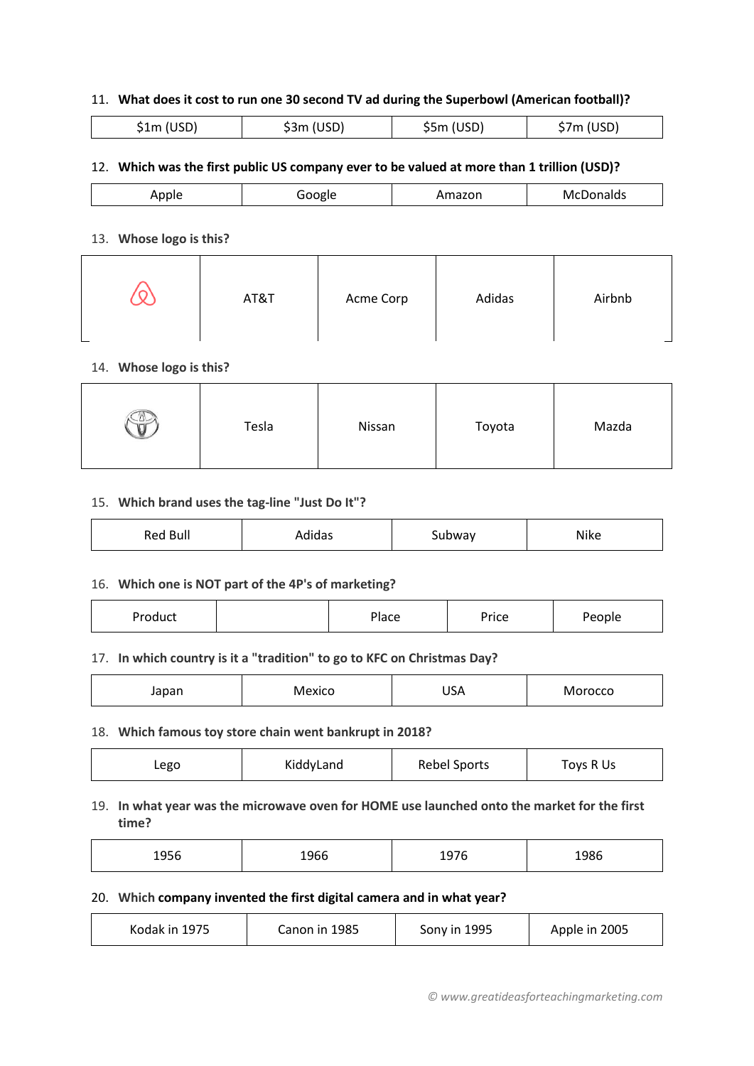11. **What does it cost to run one 30 second TV ad during the Superbowl (American football)?**

| | | | |
|---|---|---|---|
| $1m (USD) | $3m (USD) | $5m (USD) | $7m (USD) |

12. **Which was the first public US company ever to be valued at more than 1 trillion (USD)?**

| | | | |
|---|---|---|---|
| Apple | Google | Amazon | McDonalds |

13. **Whose logo is this?**

| | | | | |
|---|---|---|---|---|
| | AT&T | Acme Corp | Adidas | Airbnb |

14. **Whose logo is this?**

| | | | | |
|---|---|---|---|---|
| | Tesla | Nissan | Toyota | Mazda |

15. **Which brand uses the tag-line "Just Do It"?**

| | | | |
|---|---|---|---|
| Red Bull | Adidas | Subway | Nike |

16. **Which one is NOT part of the 4P's of marketing?**

| | | | | |
|---|---|---|---|---|
| Product | | Place | Price | People |

17. **In which country is it a "tradition" to go to KFC on Christmas Day?**

| | | | |
|---|---|---|---|
| Japan | Mexico | USA | Morocco |

18. **Which famous toy store chain went bankrupt in 2018?**

| | | | |
|---|---|---|---|
| Lego | KiddyLand | Rebel Sports | Toys R Us |

19. **In what year was the microwave oven for HOME use launched onto the market for the first time?**

| | | | |
|---|---|---|---|
| 1956 | 1966 | 1976 | 1986 |

20. **Which company invented the first digital camera and in what year?**

| | | | |
|---|---|---|---|
| Kodak in 1975 | Canon in 1985 | Sony in 1995 | Apple in 2005 |

*© www.greatideasforteachingmarketing.com*